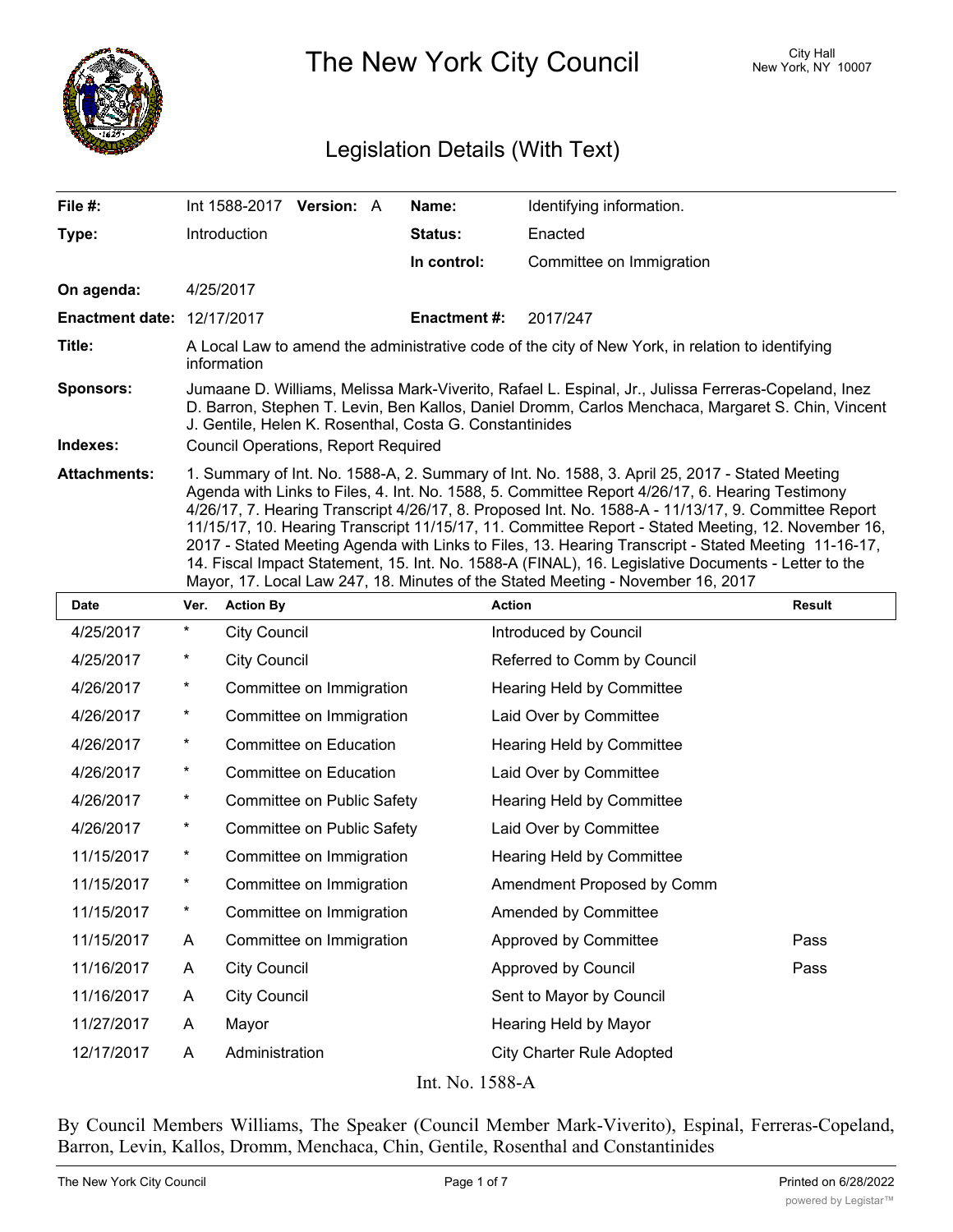# The New York City Council

City Hall
New York, NY 10007

## Legislation Details (With Text)

| | | | |
|---|---|---|---|
| **File #:** | Int 1588-2017 **Version:** A | **Name:** | Identifying information. |
| **Type:** | Introduction | **Status:** | Enacted |
| | | **In control:** | Committee on Immigration |
| **On agenda:** | 4/25/2017 | | |
| **Enactment date:** | 12/17/2017 | **Enactment #:** | 2017/247 |

**Title:** A Local Law to amend the administrative code of the city of New York, in relation to identifying information

**Sponsors:** Jumaane D. Williams, Melissa Mark-Viverito, Rafael L. Espinal, Jr., Julissa Ferreras-Copeland, Inez D. Barron, Stephen T. Levin, Ben Kallos, Daniel Dromm, Carlos Menchaca, Margaret S. Chin, Vincent J. Gentile, Helen K. Rosenthal, Costa G. Constantinides

**Indexes:** Council Operations, Report Required

**Attachments:** 1. Summary of Int. No. 1588-A, 2. Summary of Int. No. 1588, 3. April 25, 2017 - Stated Meeting Agenda with Links to Files, 4. Int. No. 1588, 5. Committee Report 4/26/17, 6. Hearing Testimony 4/26/17, 7. Hearing Transcript 4/26/17, 8. Proposed Int. No. 1588-A - 11/13/17, 9. Committee Report 11/15/17, 10. Hearing Transcript 11/15/17, 11. Committee Report - Stated Meeting, 12. November 16, 2017 - Stated Meeting Agenda with Links to Files, 13. Hearing Transcript - Stated Meeting 11-16-17, 14. Fiscal Impact Statement, 15. Int. No. 1588-A (FINAL), 16. Legislative Documents - Letter to the Mayor, 17. Local Law 247, 18. Minutes of the Stated Meeting - November 16, 2017

| Date | Ver. | Action By | Action | Result |
|---|---|---|---|---|
| 4/25/2017 | * | City Council | Introduced by Council | |
| 4/25/2017 | * | City Council | Referred to Comm by Council | |
| 4/26/2017 | * | Committee on Immigration | Hearing Held by Committee | |
| 4/26/2017 | * | Committee on Immigration | Laid Over by Committee | |
| 4/26/2017 | * | Committee on Education | Hearing Held by Committee | |
| 4/26/2017 | * | Committee on Education | Laid Over by Committee | |
| 4/26/2017 | * | Committee on Public Safety | Hearing Held by Committee | |
| 4/26/2017 | * | Committee on Public Safety | Laid Over by Committee | |
| 11/15/2017 | * | Committee on Immigration | Hearing Held by Committee | |
| 11/15/2017 | * | Committee on Immigration | Amendment Proposed by Comm | |
| 11/15/2017 | * | Committee on Immigration | Amended by Committee | |
| 11/15/2017 | A | Committee on Immigration | Approved by Committee | Pass |
| 11/16/2017 | A | City Council | Approved by Council | Pass |
| 11/16/2017 | A | City Council | Sent to Mayor by Council | |
| 11/27/2017 | A | Mayor | Hearing Held by Mayor | |
| 12/17/2017 | A | Administration | City Charter Rule Adopted | |

Int. No. 1588-A

By Council Members Williams, The Speaker (Council Member Mark-Viverito), Espinal, Ferreras-Copeland, Barron, Levin, Kallos, Dromm, Menchaca, Chin, Gentile, Rosenthal and Constantinides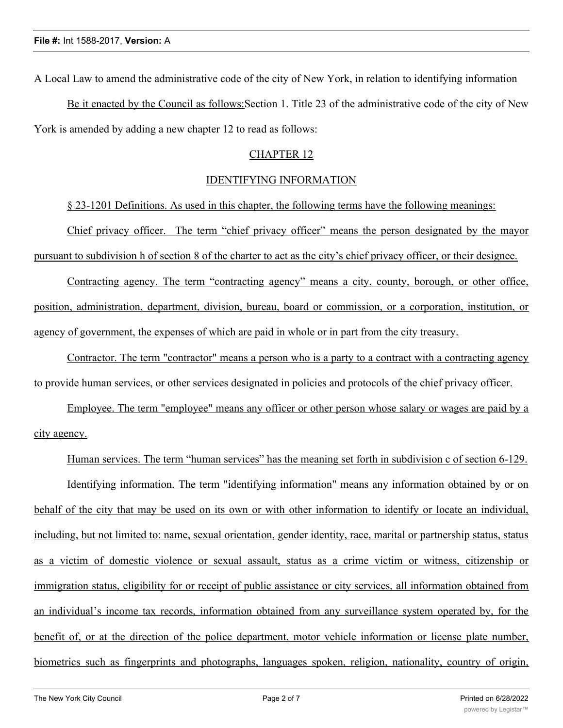A Local Law to amend the administrative code of the city of New York, in relation to identifying information

Be it enacted by the Council as follows:Section 1. Title 23 of the administrative code of the city of New York is amended by adding a new chapter 12 to read as follows:

CHAPTER 12

IDENTIFYING INFORMATION

§ 23-1201 Definitions. As used in this chapter, the following terms have the following meanings:

Chief privacy officer. The term "chief privacy officer" means the person designated by the mayor pursuant to subdivision h of section 8 of the charter to act as the city's chief privacy officer, or their designee.

Contracting agency. The term "contracting agency" means a city, county, borough, or other office, position, administration, department, division, bureau, board or commission, or a corporation, institution, or agency of government, the expenses of which are paid in whole or in part from the city treasury.

Contractor. The term "contractor" means a person who is a party to a contract with a contracting agency to provide human services, or other services designated in policies and protocols of the chief privacy officer.

Employee. The term "employee" means any officer or other person whose salary or wages are paid by a city agency.

Human services. The term "human services" has the meaning set forth in subdivision c of section 6-129.

Identifying information. The term "identifying information" means any information obtained by or on behalf of the city that may be used on its own or with other information to identify or locate an individual, including, but not limited to: name, sexual orientation, gender identity, race, marital or partnership status, status as a victim of domestic violence or sexual assault, status as a crime victim or witness, citizenship or immigration status, eligibility for or receipt of public assistance or city services, all information obtained from an individual's income tax records, information obtained from any surveillance system operated by, for the benefit of, or at the direction of the police department, motor vehicle information or license plate number, biometrics such as fingerprints and photographs, languages spoken, religion, nationality, country of origin,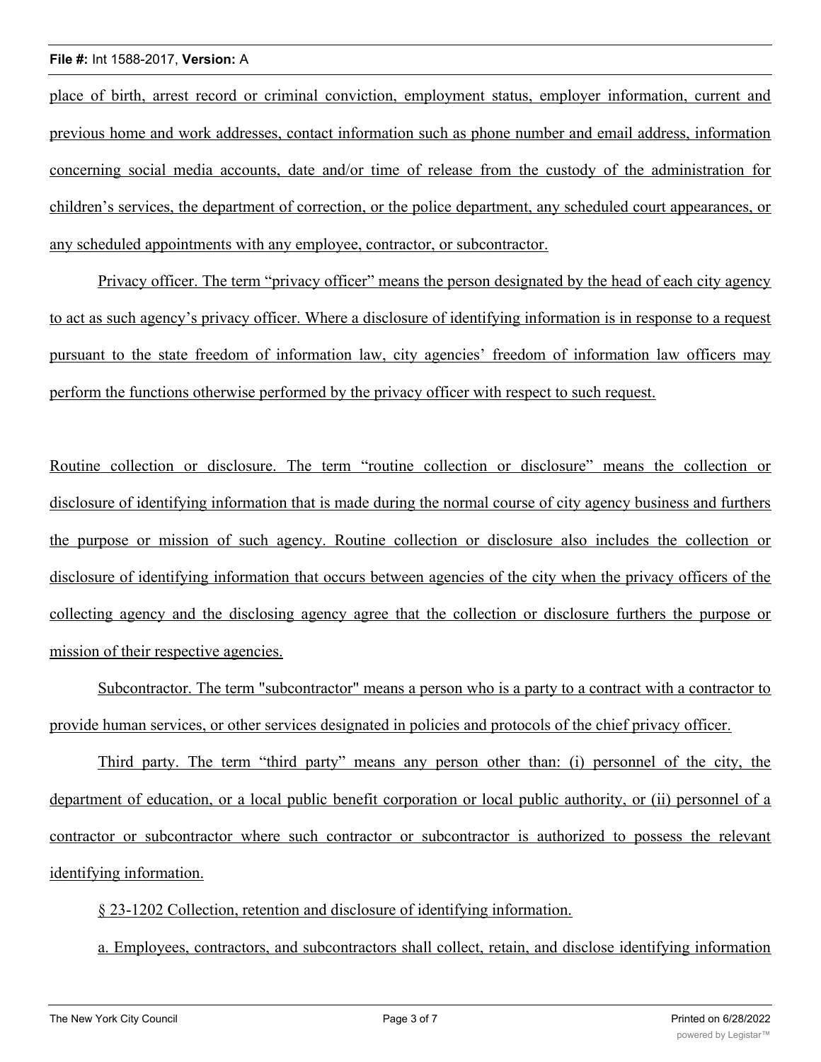place of birth, arrest record or criminal conviction, employment status, employer information, current and previous home and work addresses, contact information such as phone number and email address, information concerning social media accounts, date and/or time of release from the custody of the administration for children's services, the department of correction, or the police department, any scheduled court appearances, or any scheduled appointments with any employee, contractor, or subcontractor.

Privacy officer. The term "privacy officer" means the person designated by the head of each city agency to act as such agency's privacy officer. Where a disclosure of identifying information is in response to a request pursuant to the state freedom of information law, city agencies' freedom of information law officers may perform the functions otherwise performed by the privacy officer with respect to such request.

Routine collection or disclosure. The term "routine collection or disclosure" means the collection or disclosure of identifying information that is made during the normal course of city agency business and furthers the purpose or mission of such agency. Routine collection or disclosure also includes the collection or disclosure of identifying information that occurs between agencies of the city when the privacy officers of the collecting agency and the disclosing agency agree that the collection or disclosure furthers the purpose or mission of their respective agencies.

Subcontractor. The term "subcontractor" means a person who is a party to a contract with a contractor to provide human services, or other services designated in policies and protocols of the chief privacy officer.

Third party. The term "third party" means any person other than: (i) personnel of the city, the department of education, or a local public benefit corporation or local public authority, or (ii) personnel of a contractor or subcontractor where such contractor or subcontractor is authorized to possess the relevant identifying information.

§ 23-1202 Collection, retention and disclosure of identifying information.

a. Employees, contractors, and subcontractors shall collect, retain, and disclose identifying information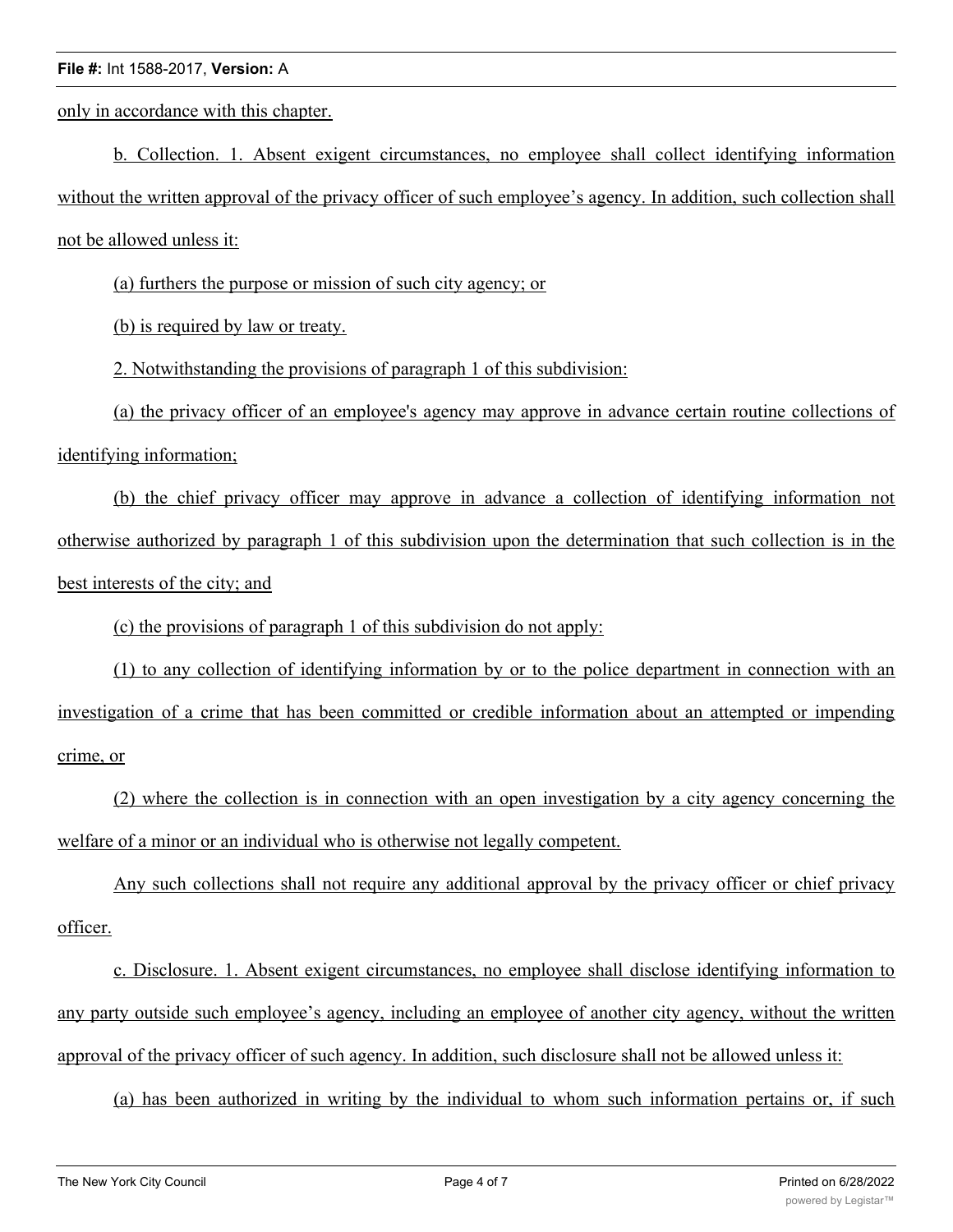only in accordance with this chapter.

b. Collection. 1. Absent exigent circumstances, no employee shall collect identifying information without the written approval of the privacy officer of such employee's agency. In addition, such collection shall not be allowed unless it:

(a) furthers the purpose or mission of such city agency; or

(b) is required by law or treaty.

2. Notwithstanding the provisions of paragraph 1 of this subdivision:

(a) the privacy officer of an employee's agency may approve in advance certain routine collections of identifying information;

(b) the chief privacy officer may approve in advance a collection of identifying information not otherwise authorized by paragraph 1 of this subdivision upon the determination that such collection is in the best interests of the city; and

(c) the provisions of paragraph 1 of this subdivision do not apply:

(1) to any collection of identifying information by or to the police department in connection with an investigation of a crime that has been committed or credible information about an attempted or impending crime, or

(2) where the collection is in connection with an open investigation by a city agency concerning the welfare of a minor or an individual who is otherwise not legally competent.

Any such collections shall not require any additional approval by the privacy officer or chief privacy officer.

c. Disclosure. 1. Absent exigent circumstances, no employee shall disclose identifying information to any party outside such employee's agency, including an employee of another city agency, without the written approval of the privacy officer of such agency. In addition, such disclosure shall not be allowed unless it:

(a) has been authorized in writing by the individual to whom such information pertains or, if such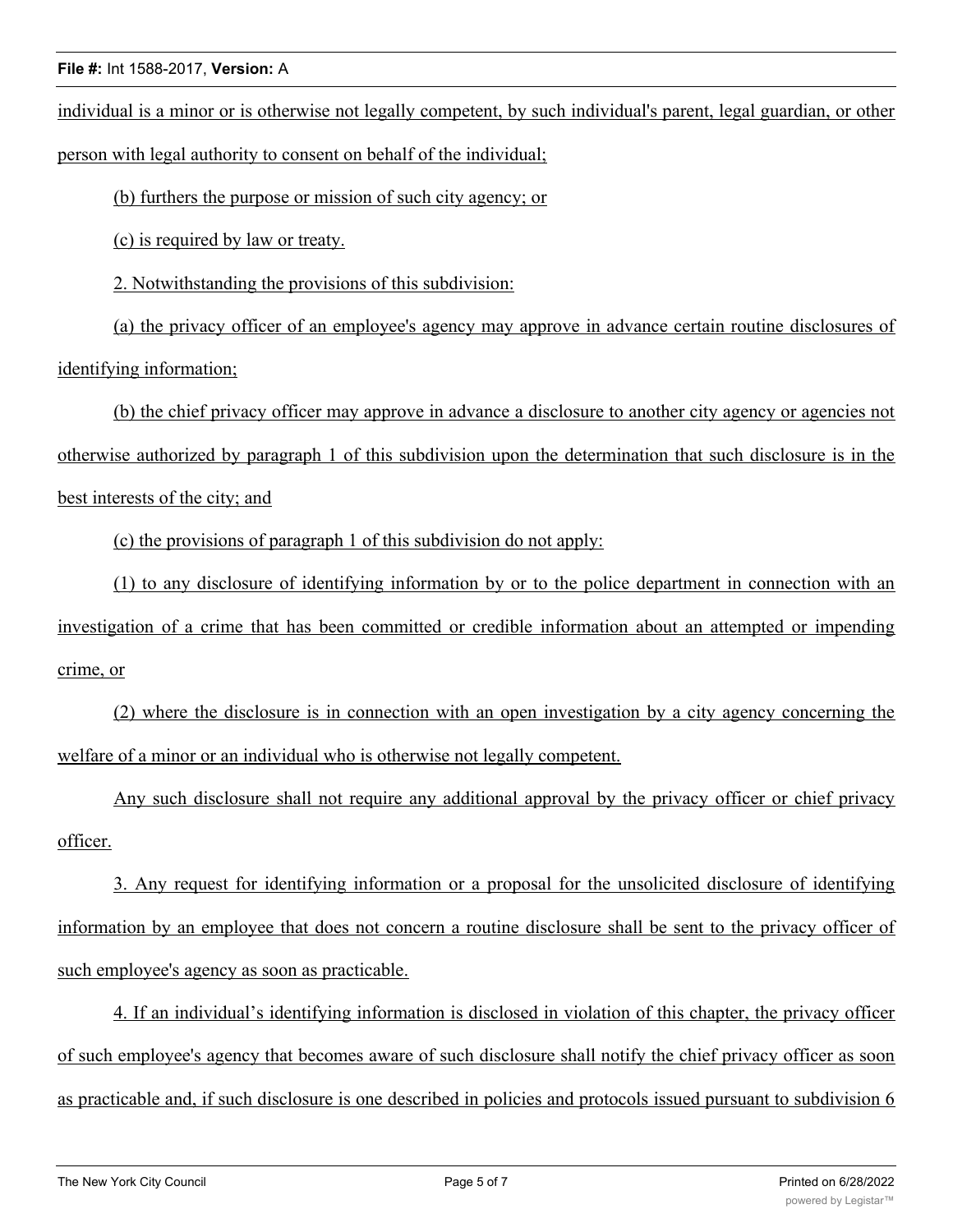individual is a minor or is otherwise not legally competent, by such individual's parent, legal guardian, or other person with legal authority to consent on behalf of the individual;

(b) furthers the purpose or mission of such city agency; or

(c) is required by law or treaty.

2. Notwithstanding the provisions of this subdivision:

(a) the privacy officer of an employee's agency may approve in advance certain routine disclosures of identifying information;

(b) the chief privacy officer may approve in advance a disclosure to another city agency or agencies not otherwise authorized by paragraph 1 of this subdivision upon the determination that such disclosure is in the best interests of the city; and

(c) the provisions of paragraph 1 of this subdivision do not apply:

(1) to any disclosure of identifying information by or to the police department in connection with an investigation of a crime that has been committed or credible information about an attempted or impending crime, or

(2) where the disclosure is in connection with an open investigation by a city agency concerning the welfare of a minor or an individual who is otherwise not legally competent.

Any such disclosure shall not require any additional approval by the privacy officer or chief privacy officer.

3. Any request for identifying information or a proposal for the unsolicited disclosure of identifying information by an employee that does not concern a routine disclosure shall be sent to the privacy officer of such employee's agency as soon as practicable.

4. If an individual's identifying information is disclosed in violation of this chapter, the privacy officer of such employee's agency that becomes aware of such disclosure shall notify the chief privacy officer as soon as practicable and, if such disclosure is one described in policies and protocols issued pursuant to subdivision 6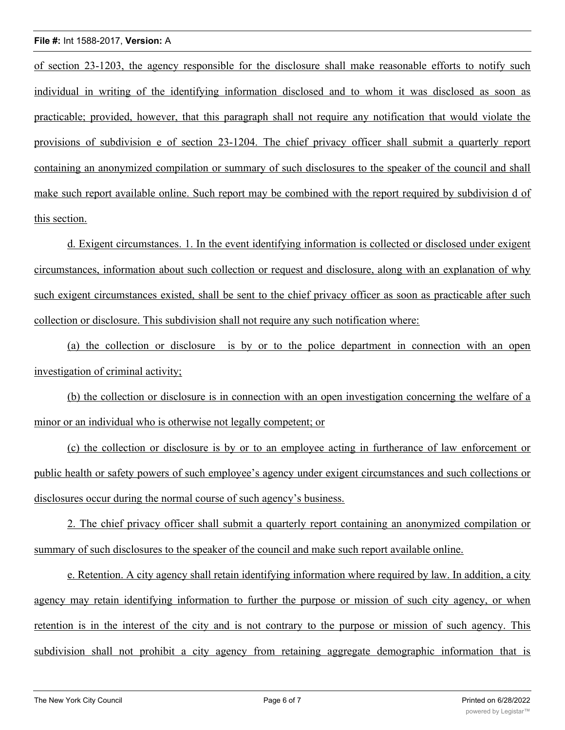of section 23-1203, the agency responsible for the disclosure shall make reasonable efforts to notify such individual in writing of the identifying information disclosed and to whom it was disclosed as soon as practicable; provided, however, that this paragraph shall not require any notification that would violate the provisions of subdivision e of section 23-1204. The chief privacy officer shall submit a quarterly report containing an anonymized compilation or summary of such disclosures to the speaker of the council and shall make such report available online. Such report may be combined with the report required by subdivision d of this section.

d. Exigent circumstances. 1. In the event identifying information is collected or disclosed under exigent circumstances, information about such collection or request and disclosure, along with an explanation of why such exigent circumstances existed, shall be sent to the chief privacy officer as soon as practicable after such collection or disclosure. This subdivision shall not require any such notification where:

(a) the collection or disclosure is by or to the police department in connection with an open investigation of criminal activity;

(b) the collection or disclosure is in connection with an open investigation concerning the welfare of a minor or an individual who is otherwise not legally competent; or

(c) the collection or disclosure is by or to an employee acting in furtherance of law enforcement or public health or safety powers of such employee's agency under exigent circumstances and such collections or disclosures occur during the normal course of such agency's business.

2. The chief privacy officer shall submit a quarterly report containing an anonymized compilation or summary of such disclosures to the speaker of the council and make such report available online.

e. Retention. A city agency shall retain identifying information where required by law. In addition, a city agency may retain identifying information to further the purpose or mission of such city agency, or when retention is in the interest of the city and is not contrary to the purpose or mission of such agency. This subdivision shall not prohibit a city agency from retaining aggregate demographic information that is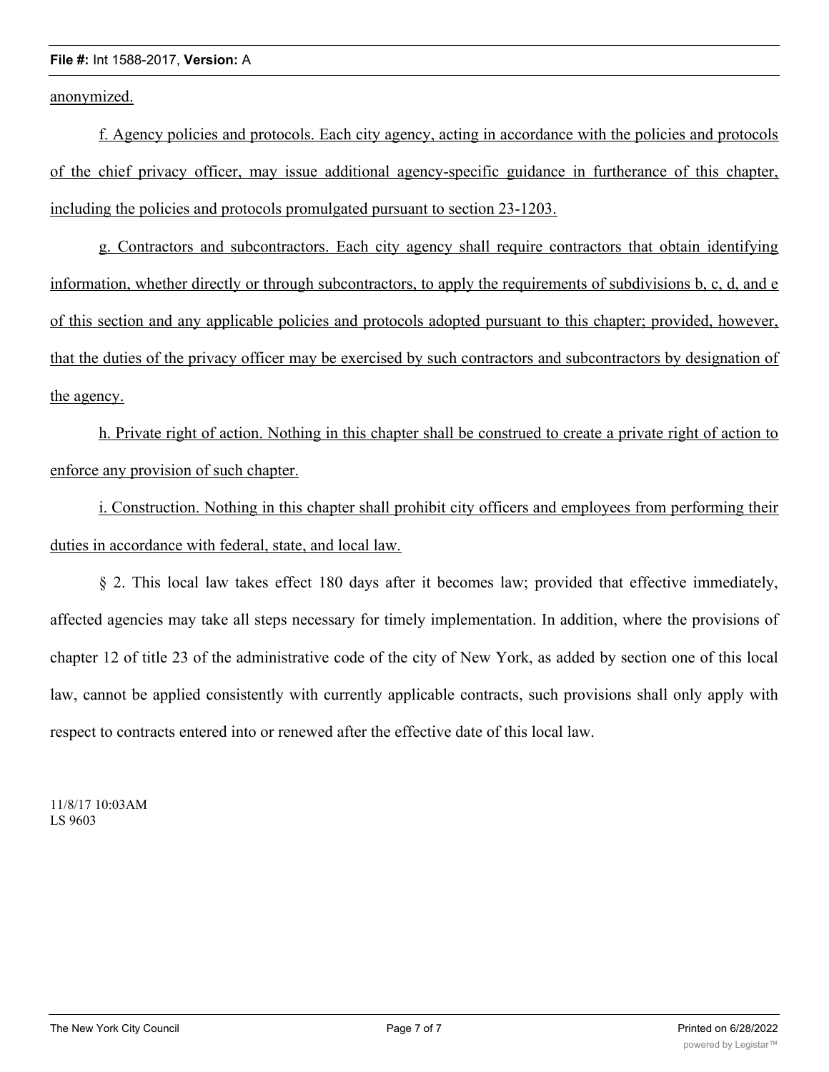anonymized.

f. Agency policies and protocols. Each city agency, acting in accordance with the policies and protocols of the chief privacy officer, may issue additional agency-specific guidance in furtherance of this chapter, including the policies and protocols promulgated pursuant to section 23-1203.

g. Contractors and subcontractors. Each city agency shall require contractors that obtain identifying information, whether directly or through subcontractors, to apply the requirements of subdivisions b, c, d, and e of this section and any applicable policies and protocols adopted pursuant to this chapter; provided, however, that the duties of the privacy officer may be exercised by such contractors and subcontractors by designation of the agency.

h. Private right of action. Nothing in this chapter shall be construed to create a private right of action to enforce any provision of such chapter.

i. Construction. Nothing in this chapter shall prohibit city officers and employees from performing their duties in accordance with federal, state, and local law.

§ 2. This local law takes effect 180 days after it becomes law; provided that effective immediately, affected agencies may take all steps necessary for timely implementation. In addition, where the provisions of chapter 12 of title 23 of the administrative code of the city of New York, as added by section one of this local law, cannot be applied consistently with currently applicable contracts, such provisions shall only apply with respect to contracts entered into or renewed after the effective date of this local law.

11/8/17 10:03AM
LS 9603